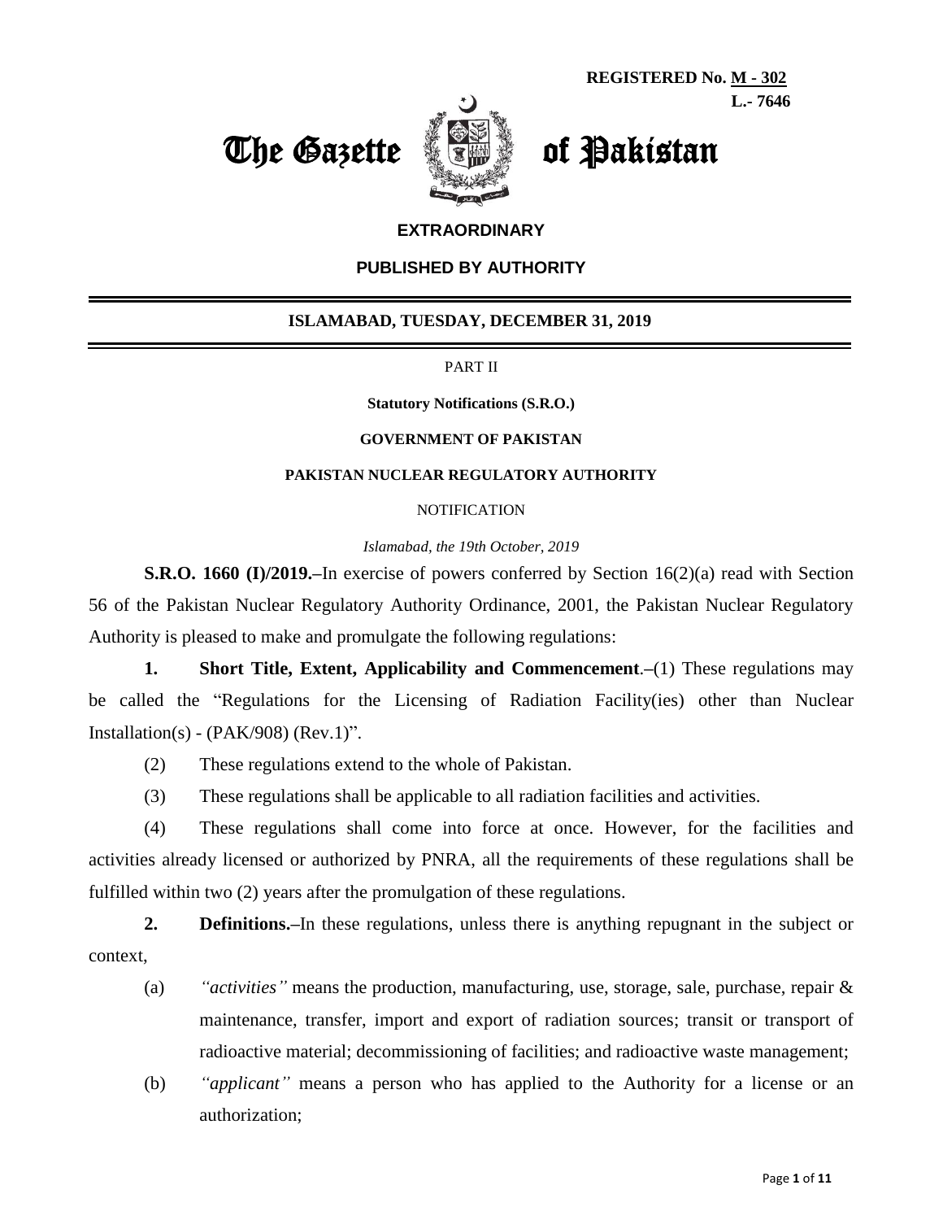**REGISTERED No. M - 302**
**L.- 7646**

# The Gazette of Pakistan

**EXTRAORDINARY**

**PUBLISHED BY AUTHORITY**

**ISLAMABAD, TUESDAY, DECEMBER 31, 2019**

PART II

**Statutory Notifications (S.R.O.)**

**GOVERNMENT OF PAKISTAN**

**PAKISTAN NUCLEAR REGULATORY AUTHORITY**

NOTIFICATION

*Islamabad, the 19th October, 2019*

**S.R.O. 1660 (I)/2019.–**In exercise of powers conferred by Section 16(2)(a) read with Section 56 of the Pakistan Nuclear Regulatory Authority Ordinance, 2001, the Pakistan Nuclear Regulatory Authority is pleased to make and promulgate the following regulations:

**1. Short Title, Extent, Applicability and Commencement**.–(1) These regulations may be called the "Regulations for the Licensing of Radiation Facility(ies) other than Nuclear Installation(s) - (PAK/908) (Rev.1)".

(2) These regulations extend to the whole of Pakistan.

(3) These regulations shall be applicable to all radiation facilities and activities.

(4) These regulations shall come into force at once. However, for the facilities and activities already licensed or authorized by PNRA, all the requirements of these regulations shall be fulfilled within two (2) years after the promulgation of these regulations.

**2. Definitions.–**In these regulations, unless there is anything repugnant in the subject or context,

(a) *"activities"* means the production, manufacturing, use, storage, sale, purchase, repair & maintenance, transfer, import and export of radiation sources; transit or transport of radioactive material; decommissioning of facilities; and radioactive waste management;

(b) *"applicant"* means a person who has applied to the Authority for a license or an authorization;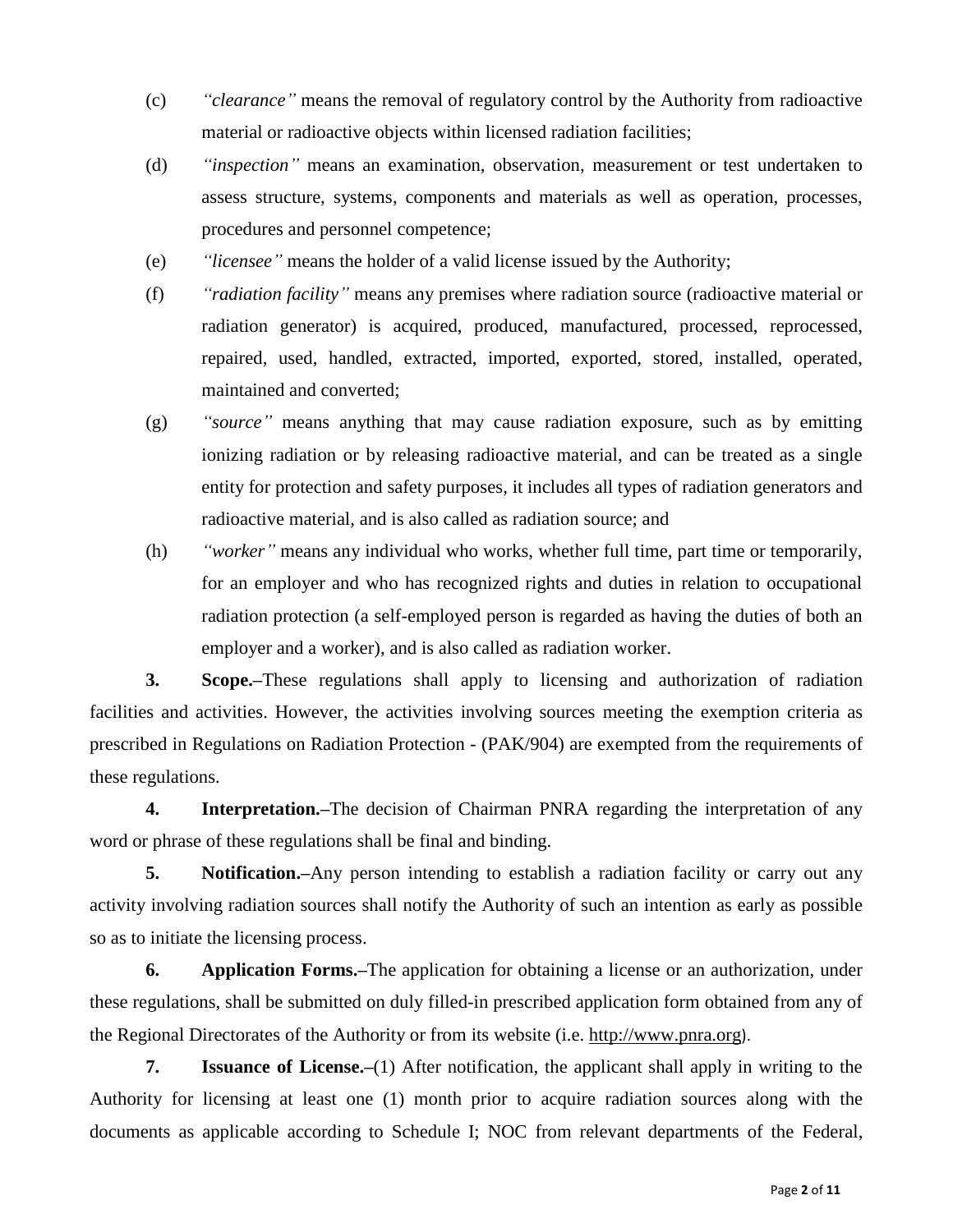(c) *“clearance”* means the removal of regulatory control by the Authority from radioactive material or radioactive objects within licensed radiation facilities;

(d) *“inspection”* means an examination, observation, measurement or test undertaken to assess structure, systems, components and materials as well as operation, processes, procedures and personnel competence;

(e) *“licensee”* means the holder of a valid license issued by the Authority;

(f) *“radiation facility”* means any premises where radiation source (radioactive material or radiation generator) is acquired, produced, manufactured, processed, reprocessed, repaired, used, handled, extracted, imported, exported, stored, installed, operated, maintained and converted;

(g) *“source”* means anything that may cause radiation exposure, such as by emitting ionizing radiation or by releasing radioactive material, and can be treated as a single entity for protection and safety purposes, it includes all types of radiation generators and radioactive material, and is also called as radiation source; and

(h) *“worker”* means any individual who works, whether full time, part time or temporarily, for an employer and who has recognized rights and duties in relation to occupational radiation protection (a self-employed person is regarded as having the duties of both an employer and a worker), and is also called as radiation worker.

**3. Scope.–**These regulations shall apply to licensing and authorization of radiation facilities and activities. However, the activities involving sources meeting the exemption criteria as prescribed in Regulations on Radiation Protection - (PAK/904) are exempted from the requirements of these regulations.

**4. Interpretation.–**The decision of Chairman PNRA regarding the interpretation of any word or phrase of these regulations shall be final and binding.

**5. Notification.–**Any person intending to establish a radiation facility or carry out any activity involving radiation sources shall notify the Authority of such an intention as early as possible so as to initiate the licensing process.

**6. Application Forms.–**The application for obtaining a license or an authorization, under these regulations, shall be submitted on duly filled-in prescribed application form obtained from any of the Regional Directorates of the Authority or from its website (i.e. http://www.pnra.org).

**7. Issuance of License.–**(1) After notification, the applicant shall apply in writing to the Authority for licensing at least one (1) month prior to acquire radiation sources along with the documents as applicable according to Schedule I; NOC from relevant departments of the Federal,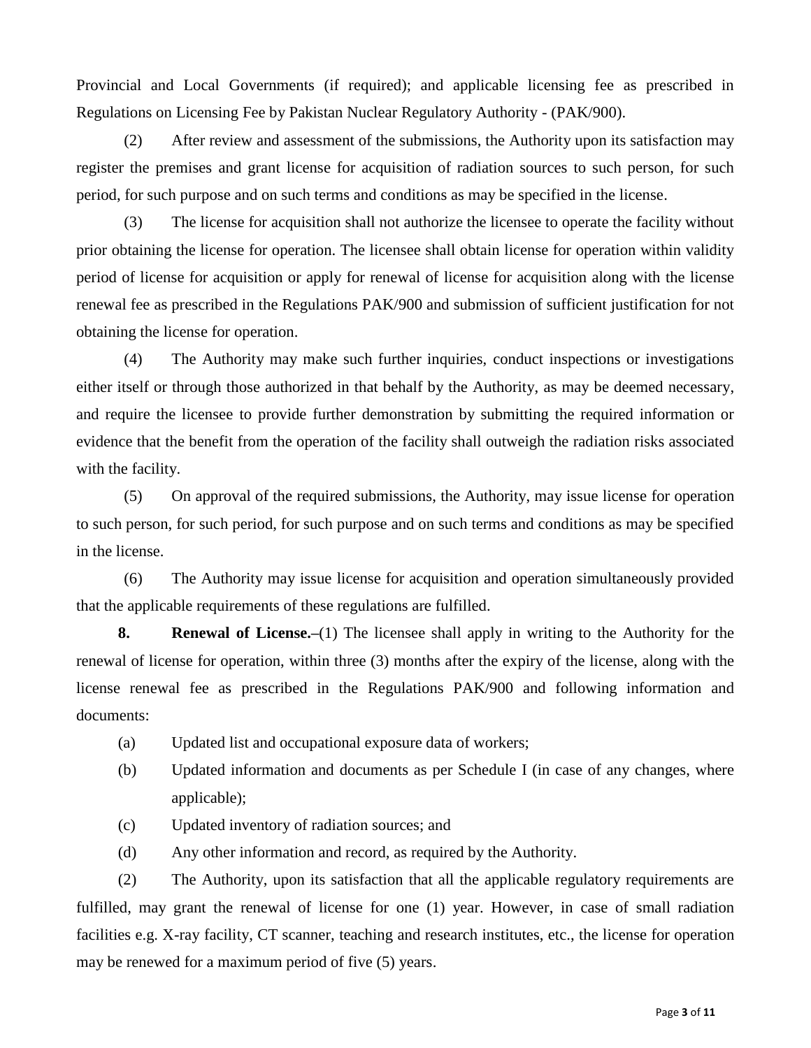Provincial and Local Governments (if required); and applicable licensing fee as prescribed in Regulations on Licensing Fee by Pakistan Nuclear Regulatory Authority - (PAK/900).

(2) After review and assessment of the submissions, the Authority upon its satisfaction may register the premises and grant license for acquisition of radiation sources to such person, for such period, for such purpose and on such terms and conditions as may be specified in the license.

(3) The license for acquisition shall not authorize the licensee to operate the facility without prior obtaining the license for operation. The licensee shall obtain license for operation within validity period of license for acquisition or apply for renewal of license for acquisition along with the license renewal fee as prescribed in the Regulations PAK/900 and submission of sufficient justification for not obtaining the license for operation.

(4) The Authority may make such further inquiries, conduct inspections or investigations either itself or through those authorized in that behalf by the Authority, as may be deemed necessary, and require the licensee to provide further demonstration by submitting the required information or evidence that the benefit from the operation of the facility shall outweigh the radiation risks associated with the facility.

(5) On approval of the required submissions, the Authority, may issue license for operation to such person, for such period, for such purpose and on such terms and conditions as may be specified in the license.

(6) The Authority may issue license for acquisition and operation simultaneously provided that the applicable requirements of these regulations are fulfilled.

**8. Renewal of License.–**(1) The licensee shall apply in writing to the Authority for the renewal of license for operation, within three (3) months after the expiry of the license, along with the license renewal fee as prescribed in the Regulations PAK/900 and following information and documents:

(a) Updated list and occupational exposure data of workers;

(b) Updated information and documents as per Schedule I (in case of any changes, where applicable);

(c) Updated inventory of radiation sources; and

(d) Any other information and record, as required by the Authority.

(2) The Authority, upon its satisfaction that all the applicable regulatory requirements are fulfilled, may grant the renewal of license for one (1) year. However, in case of small radiation facilities e.g. X-ray facility, CT scanner, teaching and research institutes, etc., the license for operation may be renewed for a maximum period of five (5) years.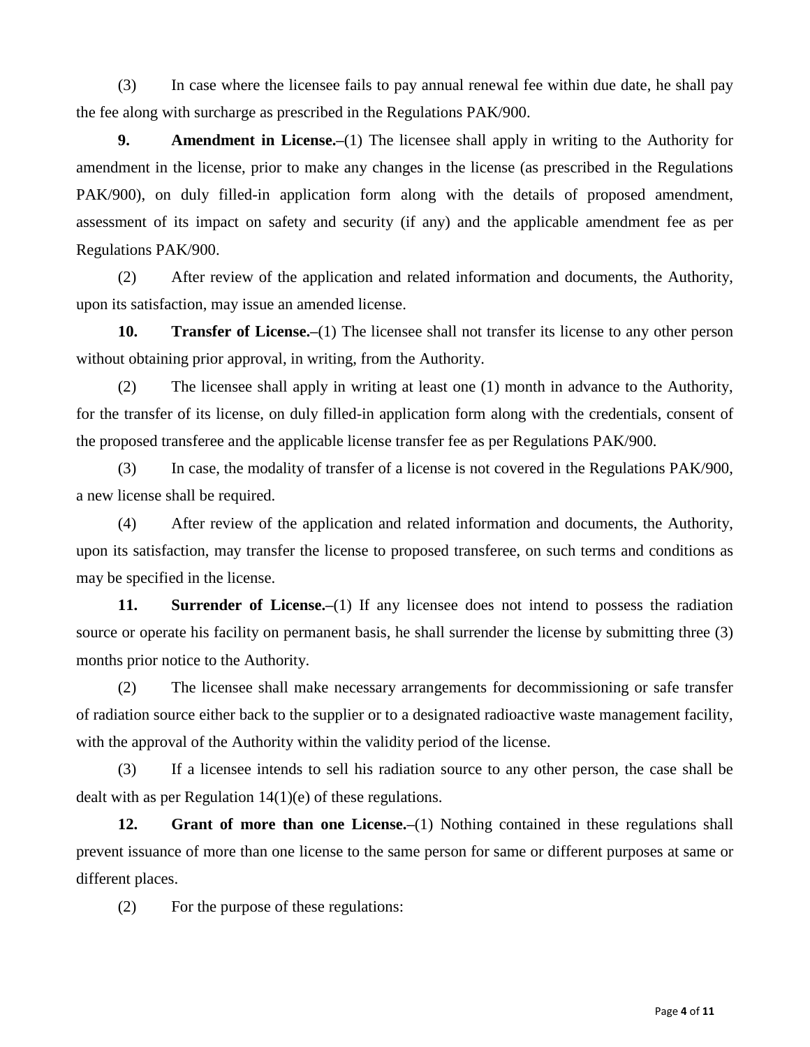(3) In case where the licensee fails to pay annual renewal fee within due date, he shall pay the fee along with surcharge as prescribed in the Regulations PAK/900.

**9. Amendment in License.–**(1) The licensee shall apply in writing to the Authority for amendment in the license, prior to make any changes in the license (as prescribed in the Regulations PAK/900), on duly filled-in application form along with the details of proposed amendment, assessment of its impact on safety and security (if any) and the applicable amendment fee as per Regulations PAK/900.

(2) After review of the application and related information and documents, the Authority, upon its satisfaction, may issue an amended license.

**10. Transfer of License.–**(1) The licensee shall not transfer its license to any other person without obtaining prior approval, in writing, from the Authority.

(2) The licensee shall apply in writing at least one (1) month in advance to the Authority, for the transfer of its license, on duly filled-in application form along with the credentials, consent of the proposed transferee and the applicable license transfer fee as per Regulations PAK/900.

(3) In case, the modality of transfer of a license is not covered in the Regulations PAK/900, a new license shall be required.

(4) After review of the application and related information and documents, the Authority, upon its satisfaction, may transfer the license to proposed transferee, on such terms and conditions as may be specified in the license.

**11. Surrender of License.–**(1) If any licensee does not intend to possess the radiation source or operate his facility on permanent basis, he shall surrender the license by submitting three (3) months prior notice to the Authority.

(2) The licensee shall make necessary arrangements for decommissioning or safe transfer of radiation source either back to the supplier or to a designated radioactive waste management facility, with the approval of the Authority within the validity period of the license.

(3) If a licensee intends to sell his radiation source to any other person, the case shall be dealt with as per Regulation 14(1)(e) of these regulations.

**12. Grant of more than one License.–**(1) Nothing contained in these regulations shall prevent issuance of more than one license to the same person for same or different purposes at same or different places.

(2) For the purpose of these regulations: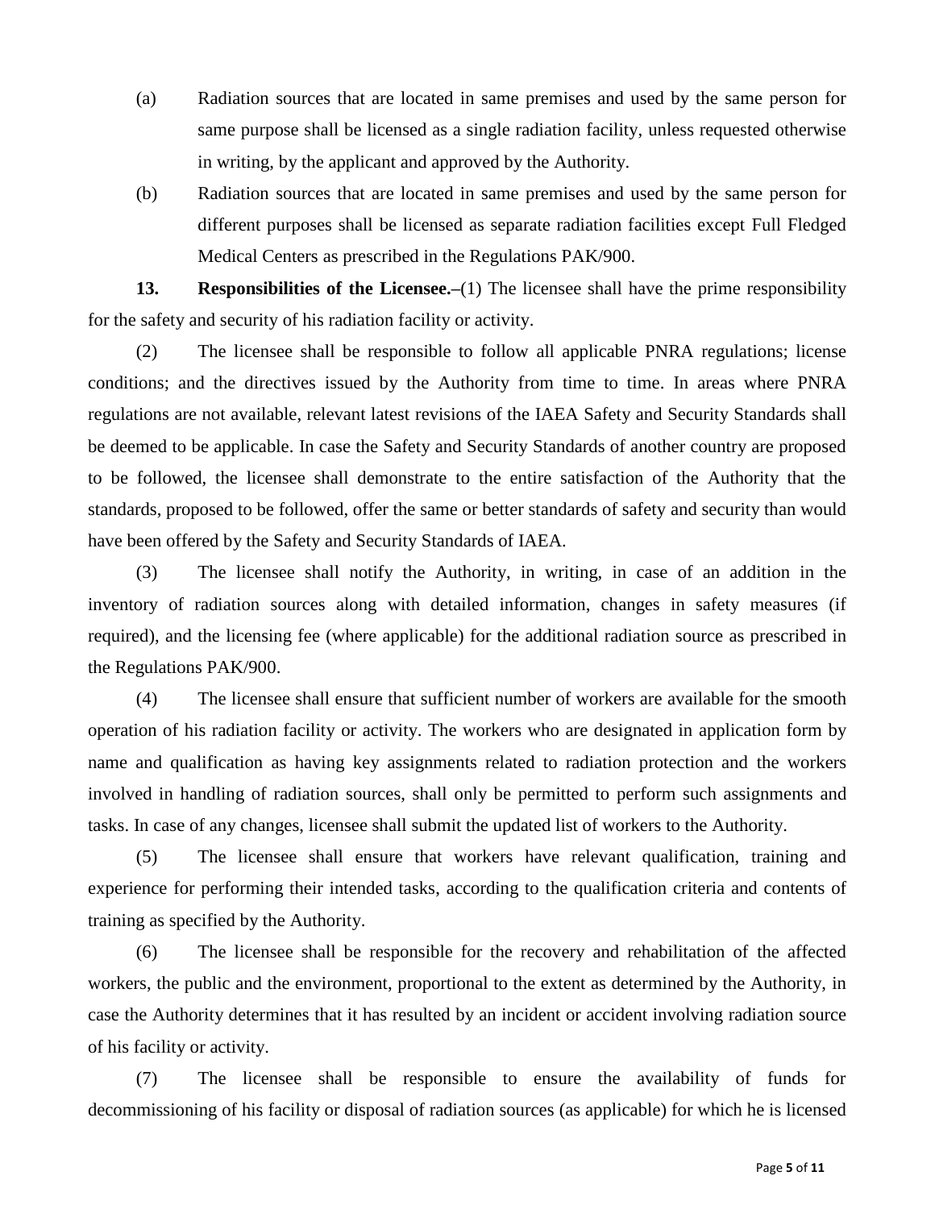(a) Radiation sources that are located in same premises and used by the same person for same purpose shall be licensed as a single radiation facility, unless requested otherwise in writing, by the applicant and approved by the Authority.

(b) Radiation sources that are located in same premises and used by the same person for different purposes shall be licensed as separate radiation facilities except Full Fledged Medical Centers as prescribed in the Regulations PAK/900.

**13. Responsibilities of the Licensee.–**(1) The licensee shall have the prime responsibility for the safety and security of his radiation facility or activity.

(2) The licensee shall be responsible to follow all applicable PNRA regulations; license conditions; and the directives issued by the Authority from time to time. In areas where PNRA regulations are not available, relevant latest revisions of the IAEA Safety and Security Standards shall be deemed to be applicable. In case the Safety and Security Standards of another country are proposed to be followed, the licensee shall demonstrate to the entire satisfaction of the Authority that the standards, proposed to be followed, offer the same or better standards of safety and security than would have been offered by the Safety and Security Standards of IAEA.

(3) The licensee shall notify the Authority, in writing, in case of an addition in the inventory of radiation sources along with detailed information, changes in safety measures (if required), and the licensing fee (where applicable) for the additional radiation source as prescribed in the Regulations PAK/900.

(4) The licensee shall ensure that sufficient number of workers are available for the smooth operation of his radiation facility or activity. The workers who are designated in application form by name and qualification as having key assignments related to radiation protection and the workers involved in handling of radiation sources, shall only be permitted to perform such assignments and tasks. In case of any changes, licensee shall submit the updated list of workers to the Authority.

(5) The licensee shall ensure that workers have relevant qualification, training and experience for performing their intended tasks, according to the qualification criteria and contents of training as specified by the Authority.

(6) The licensee shall be responsible for the recovery and rehabilitation of the affected workers, the public and the environment, proportional to the extent as determined by the Authority, in case the Authority determines that it has resulted by an incident or accident involving radiation source of his facility or activity.

(7) The licensee shall be responsible to ensure the availability of funds for decommissioning of his facility or disposal of radiation sources (as applicable) for which he is licensed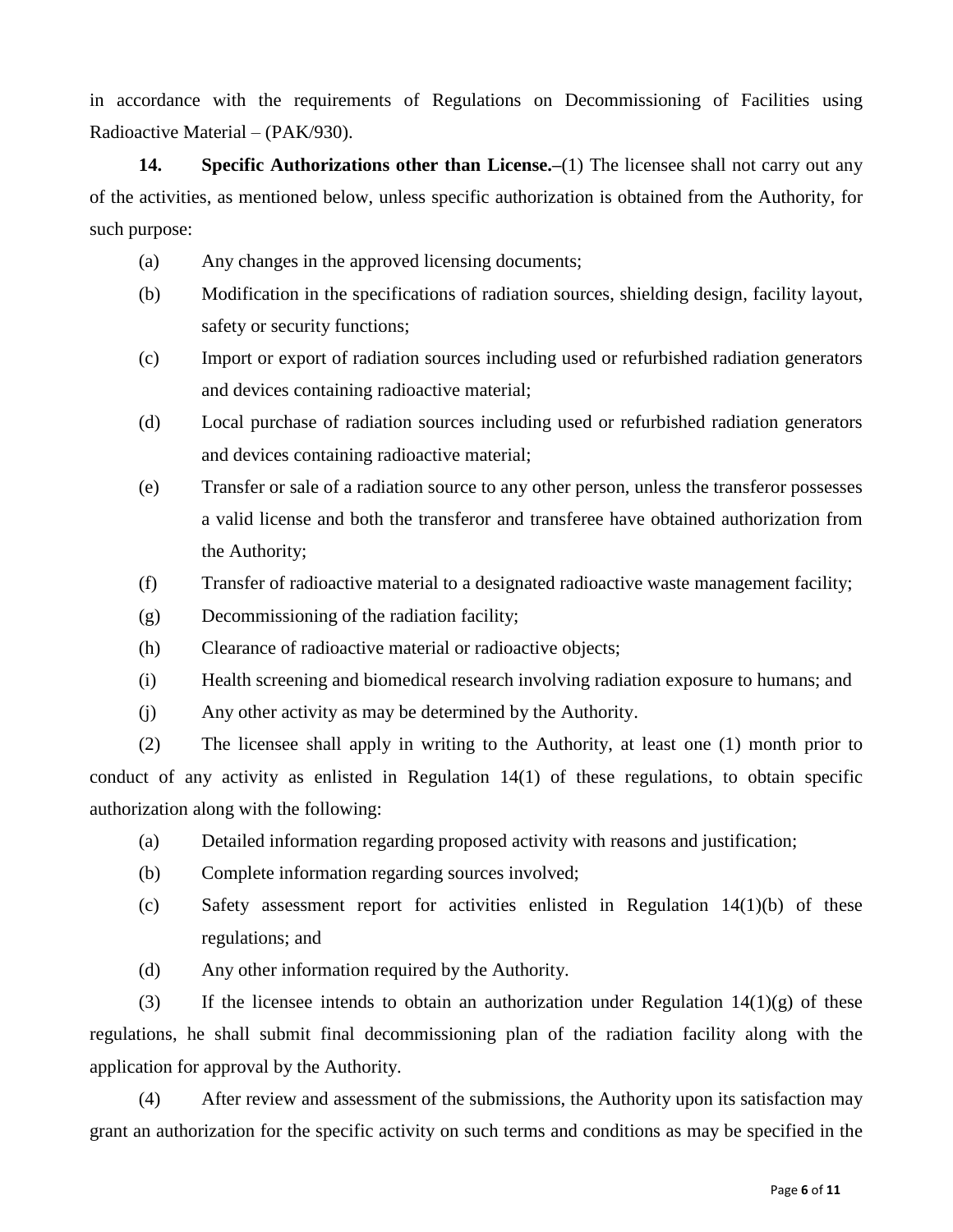in accordance with the requirements of Regulations on Decommissioning of Facilities using Radioactive Material – (PAK/930).

**14. Specific Authorizations other than License.–**(1) The licensee shall not carry out any of the activities, as mentioned below, unless specific authorization is obtained from the Authority, for such purpose:

(a) Any changes in the approved licensing documents;

(b) Modification in the specifications of radiation sources, shielding design, facility layout, safety or security functions;

(c) Import or export of radiation sources including used or refurbished radiation generators and devices containing radioactive material;

(d) Local purchase of radiation sources including used or refurbished radiation generators and devices containing radioactive material;

(e) Transfer or sale of a radiation source to any other person, unless the transferor possesses a valid license and both the transferor and transferee have obtained authorization from the Authority;

(f) Transfer of radioactive material to a designated radioactive waste management facility;

(g) Decommissioning of the radiation facility;

(h) Clearance of radioactive material or radioactive objects;

(i) Health screening and biomedical research involving radiation exposure to humans; and

(j) Any other activity as may be determined by the Authority.

(2) The licensee shall apply in writing to the Authority, at least one (1) month prior to conduct of any activity as enlisted in Regulation 14(1) of these regulations, to obtain specific authorization along with the following:

(a) Detailed information regarding proposed activity with reasons and justification;

(b) Complete information regarding sources involved;

(c) Safety assessment report for activities enlisted in Regulation 14(1)(b) of these regulations; and

(d) Any other information required by the Authority.

(3) If the licensee intends to obtain an authorization under Regulation 14(1)(g) of these regulations, he shall submit final decommissioning plan of the radiation facility along with the application for approval by the Authority.

(4) After review and assessment of the submissions, the Authority upon its satisfaction may grant an authorization for the specific activity on such terms and conditions as may be specified in the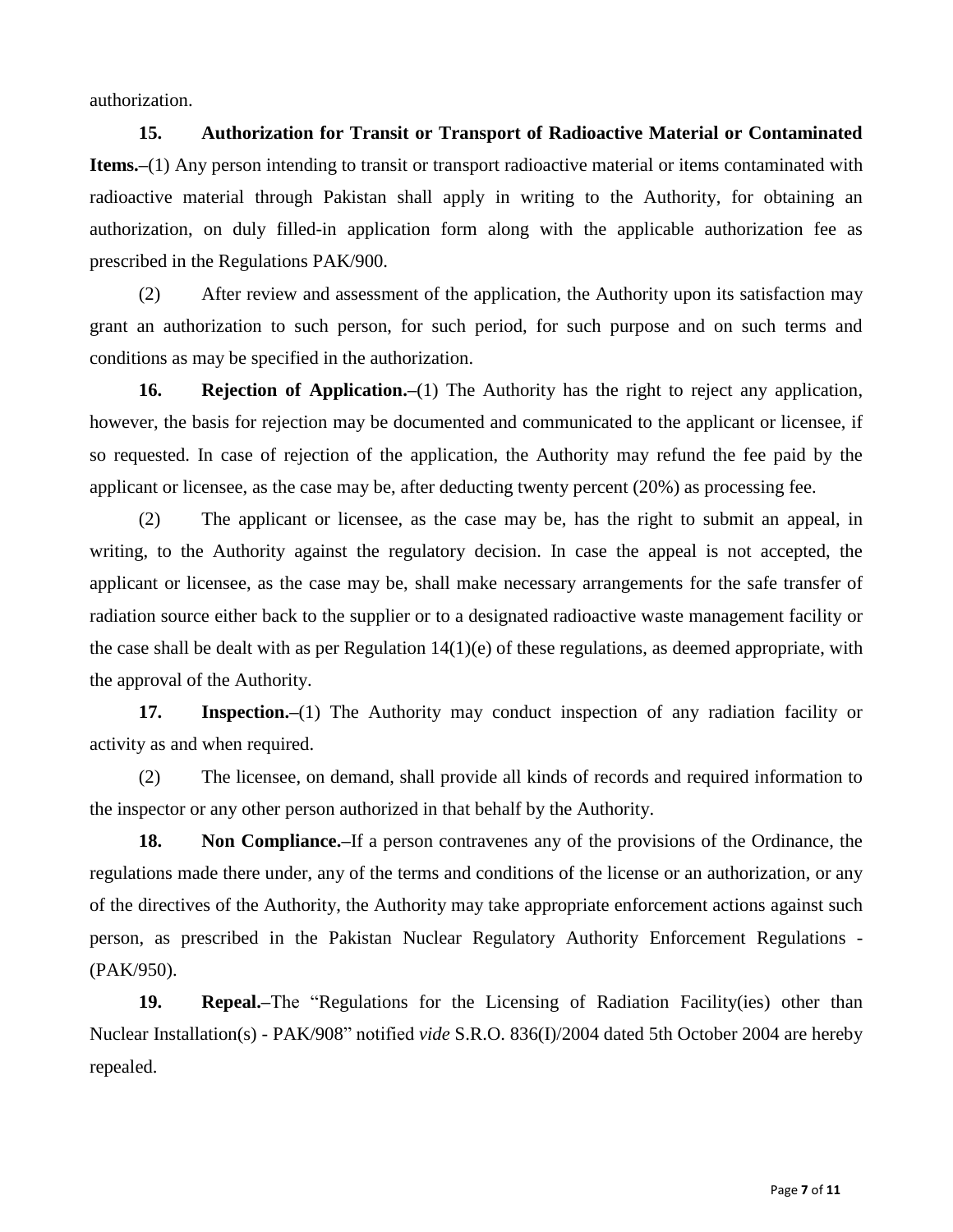authorization.

**15. Authorization for Transit or Transport of Radioactive Material or Contaminated Items.–**(1) Any person intending to transit or transport radioactive material or items contaminated with radioactive material through Pakistan shall apply in writing to the Authority, for obtaining an authorization, on duly filled-in application form along with the applicable authorization fee as prescribed in the Regulations PAK/900.

(2) After review and assessment of the application, the Authority upon its satisfaction may grant an authorization to such person, for such period, for such purpose and on such terms and conditions as may be specified in the authorization.

**16. Rejection of Application.–**(1) The Authority has the right to reject any application, however, the basis for rejection may be documented and communicated to the applicant or licensee, if so requested. In case of rejection of the application, the Authority may refund the fee paid by the applicant or licensee, as the case may be, after deducting twenty percent (20%) as processing fee.

(2) The applicant or licensee, as the case may be, has the right to submit an appeal, in writing, to the Authority against the regulatory decision. In case the appeal is not accepted, the applicant or licensee, as the case may be, shall make necessary arrangements for the safe transfer of radiation source either back to the supplier or to a designated radioactive waste management facility or the case shall be dealt with as per Regulation 14(1)(e) of these regulations, as deemed appropriate, with the approval of the Authority.

**17. Inspection.–**(1) The Authority may conduct inspection of any radiation facility or activity as and when required.

(2) The licensee, on demand, shall provide all kinds of records and required information to the inspector or any other person authorized in that behalf by the Authority.

**18. Non Compliance.–**If a person contravenes any of the provisions of the Ordinance, the regulations made there under, any of the terms and conditions of the license or an authorization, or any of the directives of the Authority, the Authority may take appropriate enforcement actions against such person, as prescribed in the Pakistan Nuclear Regulatory Authority Enforcement Regulations - (PAK/950).

**19. Repeal.–**The "Regulations for the Licensing of Radiation Facility(ies) other than Nuclear Installation(s) - PAK/908" notified *vide* S.R.O. 836(I)/2004 dated 5th October 2004 are hereby repealed.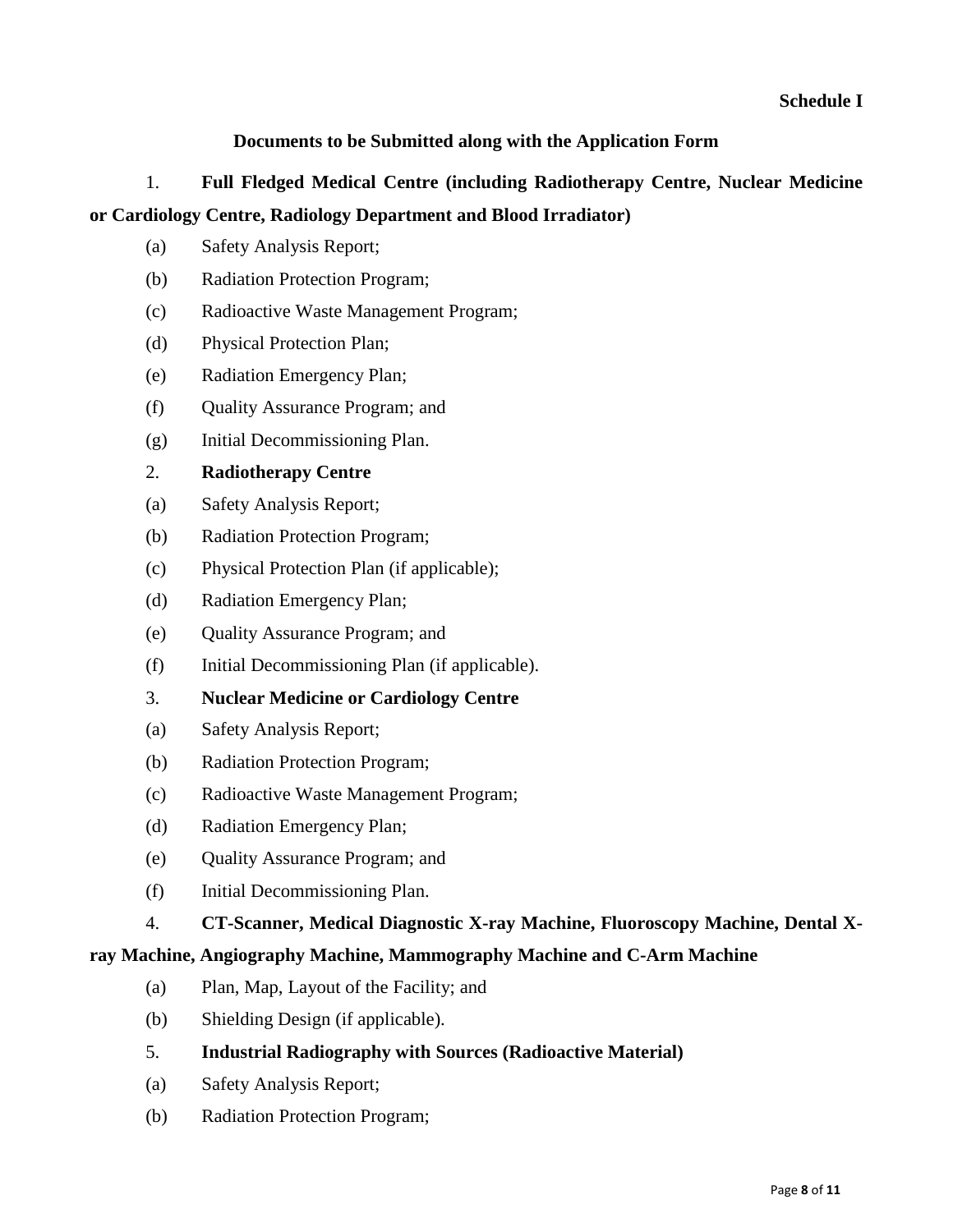**Schedule I**

## Documents to be Submitted along with the Application Form

1. **Full Fledged Medical Centre (including Radiotherapy Centre, Nuclear Medicine or Cardiology Centre, Radiology Department and Blood Irradiator)**

(a) Safety Analysis Report;

(b) Radiation Protection Program;

(c) Radioactive Waste Management Program;

(d) Physical Protection Plan;

(e) Radiation Emergency Plan;

(f) Quality Assurance Program; and

(g) Initial Decommissioning Plan.

2. **Radiotherapy Centre**

(a) Safety Analysis Report;

(b) Radiation Protection Program;

(c) Physical Protection Plan (if applicable);

(d) Radiation Emergency Plan;

(e) Quality Assurance Program; and

(f) Initial Decommissioning Plan (if applicable).

3. **Nuclear Medicine or Cardiology Centre**

(a) Safety Analysis Report;

(b) Radiation Protection Program;

(c) Radioactive Waste Management Program;

(d) Radiation Emergency Plan;

(e) Quality Assurance Program; and

(f) Initial Decommissioning Plan.

4. **CT-Scanner, Medical Diagnostic X-ray Machine, Fluoroscopy Machine, Dental X-ray Machine, Angiography Machine, Mammography Machine and C-Arm Machine**

(a) Plan, Map, Layout of the Facility; and

(b) Shielding Design (if applicable).

5. **Industrial Radiography with Sources (Radioactive Material)**

(a) Safety Analysis Report;

(b) Radiation Protection Program;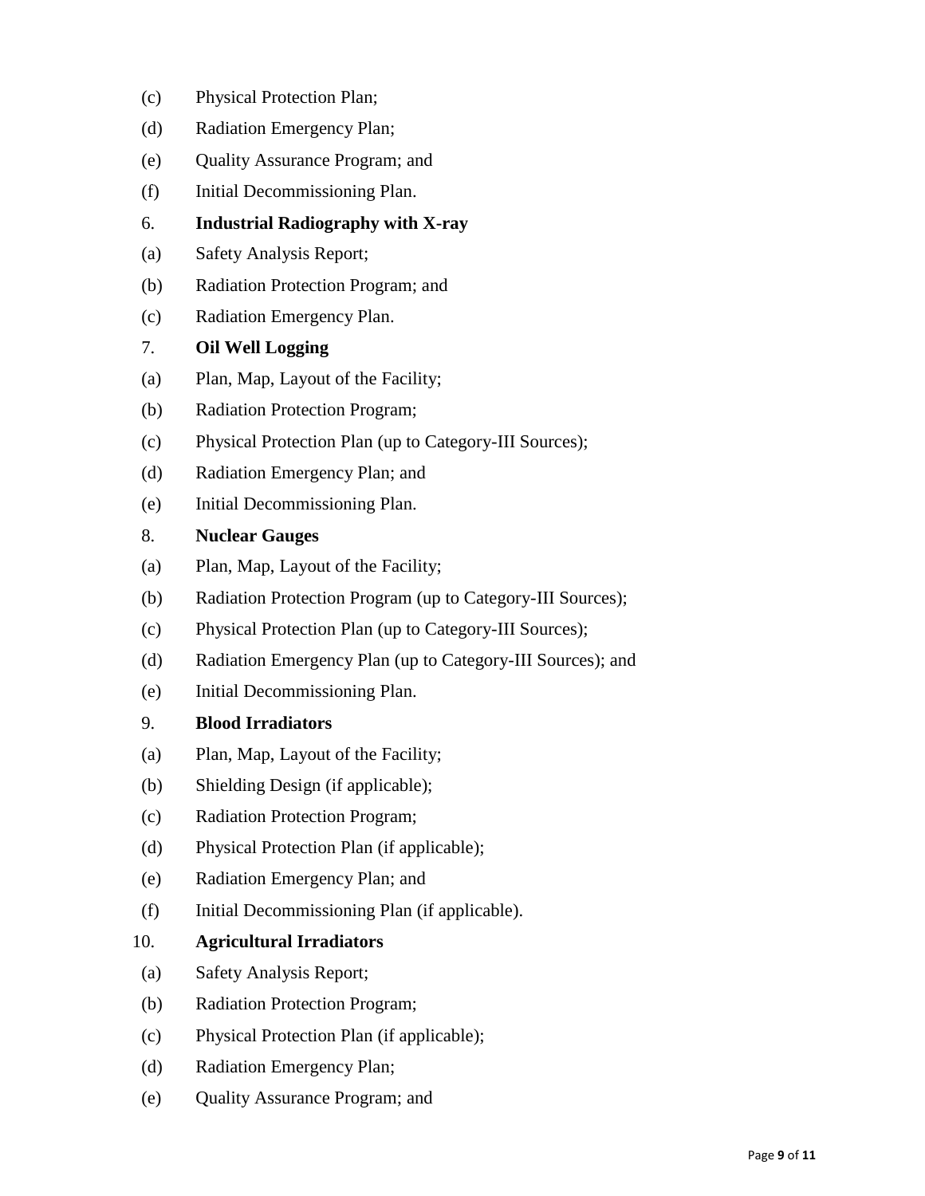(c) Physical Protection Plan;

(d) Radiation Emergency Plan;

(e) Quality Assurance Program; and

(f) Initial Decommissioning Plan.

6. **Industrial Radiography with X-ray**

(a) Safety Analysis Report;

(b) Radiation Protection Program; and

(c) Radiation Emergency Plan.

7. **Oil Well Logging**

(a) Plan, Map, Layout of the Facility;

(b) Radiation Protection Program;

(c) Physical Protection Plan (up to Category-III Sources);

(d) Radiation Emergency Plan; and

(e) Initial Decommissioning Plan.

8. **Nuclear Gauges**

(a) Plan, Map, Layout of the Facility;

(b) Radiation Protection Program (up to Category-III Sources);

(c) Physical Protection Plan (up to Category-III Sources);

(d) Radiation Emergency Plan (up to Category-III Sources); and

(e) Initial Decommissioning Plan.

9. **Blood Irradiators**

(a) Plan, Map, Layout of the Facility;

(b) Shielding Design (if applicable);

(c) Radiation Protection Program;

(d) Physical Protection Plan (if applicable);

(e) Radiation Emergency Plan; and

(f) Initial Decommissioning Plan (if applicable).

10. **Agricultural Irradiators**

(a) Safety Analysis Report;

(b) Radiation Protection Program;

(c) Physical Protection Plan (if applicable);

(d) Radiation Emergency Plan;

(e) Quality Assurance Program; and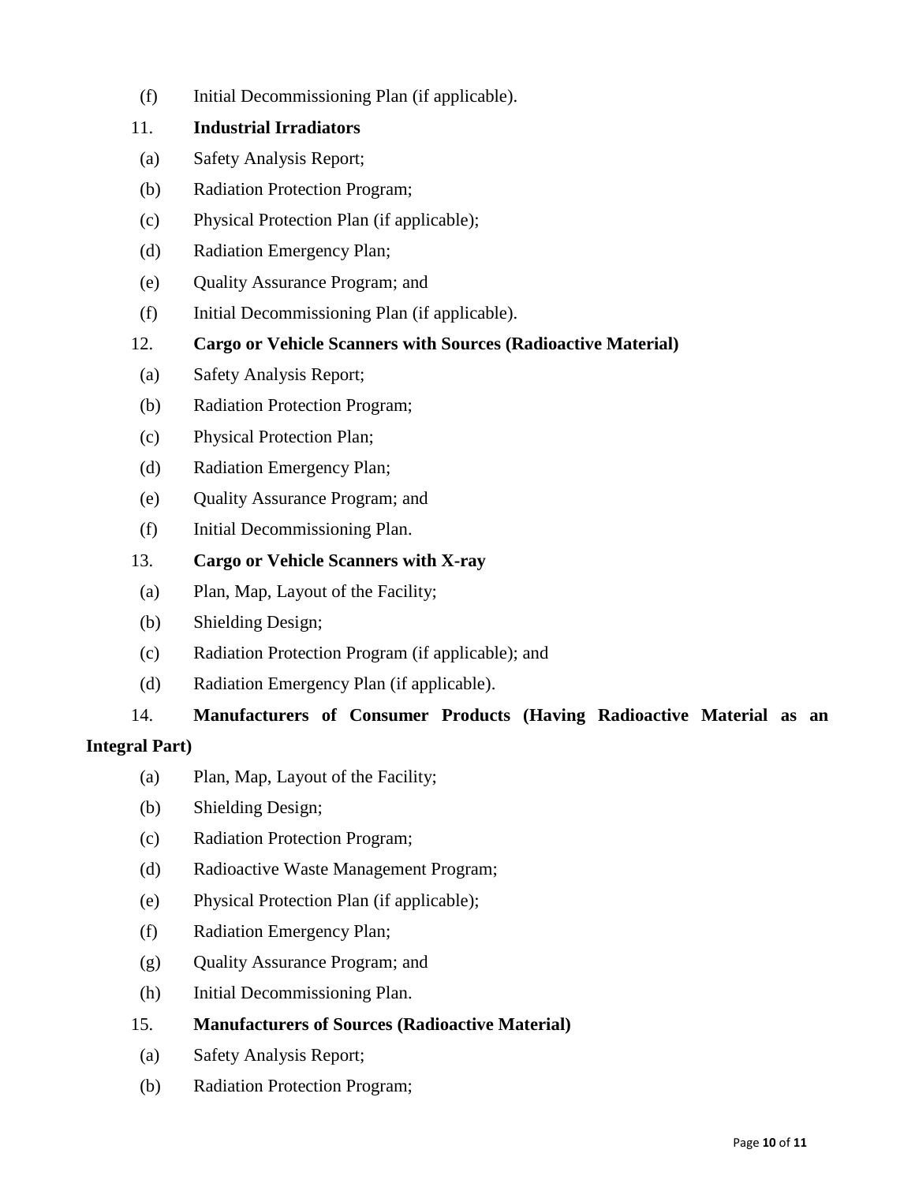(f) Initial Decommissioning Plan (if applicable).

11. **Industrial Irradiators**

(a) Safety Analysis Report;

(b) Radiation Protection Program;

(c) Physical Protection Plan (if applicable);

(d) Radiation Emergency Plan;

(e) Quality Assurance Program; and

(f) Initial Decommissioning Plan (if applicable).

12. **Cargo or Vehicle Scanners with Sources (Radioactive Material)**

(a) Safety Analysis Report;

(b) Radiation Protection Program;

(c) Physical Protection Plan;

(d) Radiation Emergency Plan;

(e) Quality Assurance Program; and

(f) Initial Decommissioning Plan.

13. **Cargo or Vehicle Scanners with X-ray**

(a) Plan, Map, Layout of the Facility;

(b) Shielding Design;

(c) Radiation Protection Program (if applicable); and

(d) Radiation Emergency Plan (if applicable).

14. **Manufacturers of Consumer Products (Having Radioactive Material as an Integral Part)**

(a) Plan, Map, Layout of the Facility;

(b) Shielding Design;

(c) Radiation Protection Program;

(d) Radioactive Waste Management Program;

(e) Physical Protection Plan (if applicable);

(f) Radiation Emergency Plan;

(g) Quality Assurance Program; and

(h) Initial Decommissioning Plan.

15. **Manufacturers of Sources (Radioactive Material)**

(a) Safety Analysis Report;

(b) Radiation Protection Program;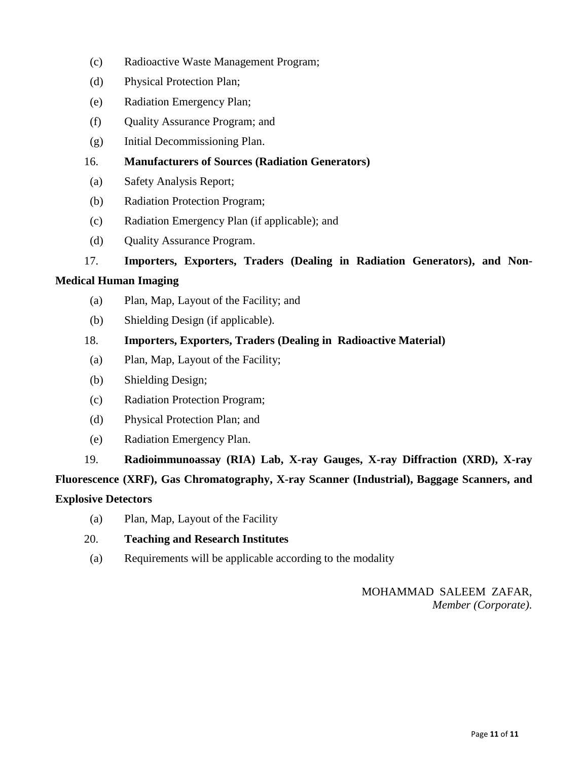(c) Radioactive Waste Management Program;

(d) Physical Protection Plan;

(e) Radiation Emergency Plan;

(f) Quality Assurance Program; and

(g) Initial Decommissioning Plan.

16. **Manufacturers of Sources (Radiation Generators)**

(a) Safety Analysis Report;

(b) Radiation Protection Program;

(c) Radiation Emergency Plan (if applicable); and

(d) Quality Assurance Program.

17. **Importers, Exporters, Traders (Dealing in Radiation Generators), and Non-Medical Human Imaging**

(a) Plan, Map, Layout of the Facility; and

(b) Shielding Design (if applicable).

18. **Importers, Exporters, Traders (Dealing in Radioactive Material)**

(a) Plan, Map, Layout of the Facility;

(b) Shielding Design;

(c) Radiation Protection Program;

(d) Physical Protection Plan; and

(e) Radiation Emergency Plan.

19. **Radioimmunoassay (RIA) Lab, X-ray Gauges, X-ray Diffraction (XRD), X-ray Fluorescence (XRF), Gas Chromatography, X-ray Scanner (Industrial), Baggage Scanners, and Explosive Detectors**

(a) Plan, Map, Layout of the Facility

20. **Teaching and Research Institutes**

(a) Requirements will be applicable according to the modality

MOHAMMAD SALEEM ZAFAR,
*Member (Corporate).*